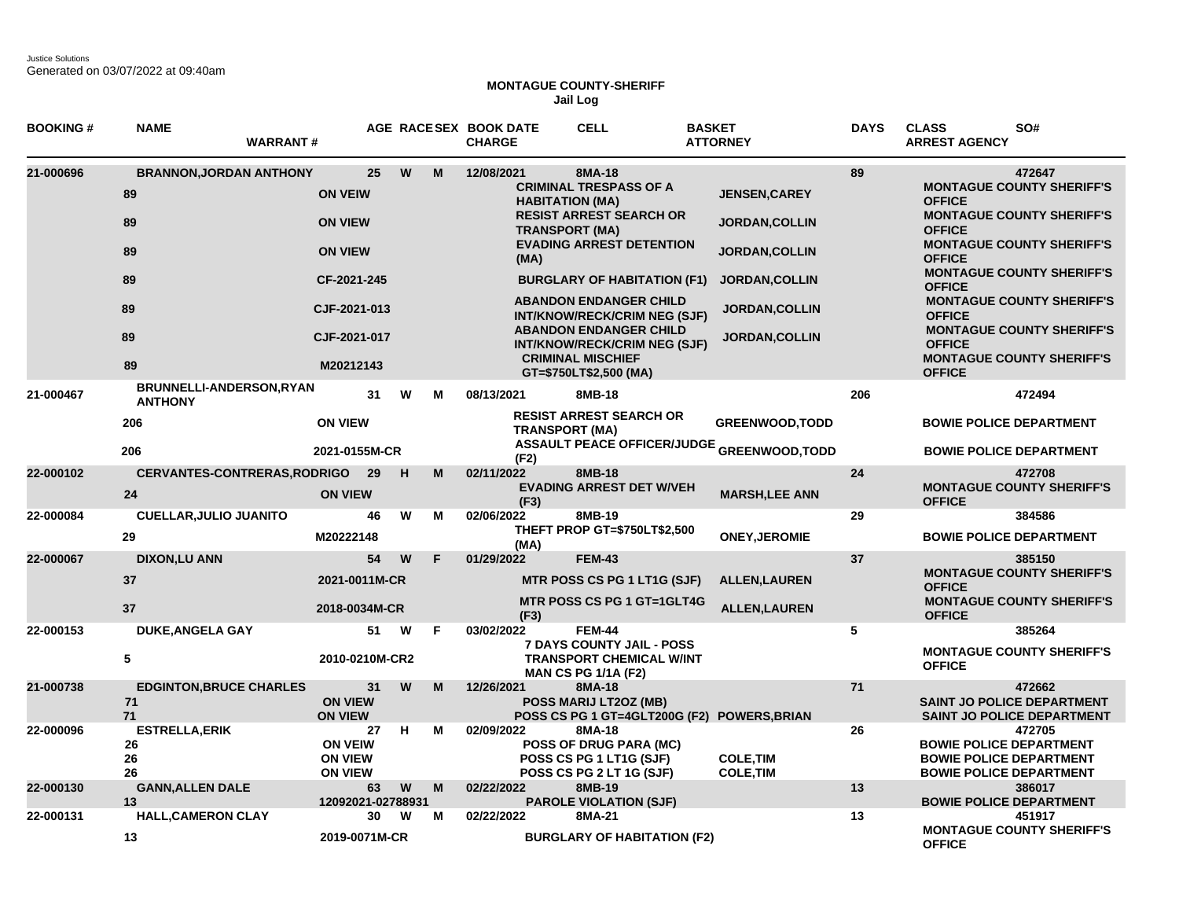Justice Solutions
Generated on 03/07/2022 at 09:40am

**MONTAGUE COUNTY-SHERIFF**
**Jail Log**

| BOOKING # | NAME / WARRANT # | AGE | RACE | SEX | BOOK DATE / CHARGE | CELL | BASKET / ATTORNEY | DAYS | CLASS / ARREST AGENCY | SO# |
|---|---|---|---|---|---|---|---|---|---|---|
| 21-000696 | BRANNON,JORDAN ANTHONY | 25 | W | M | 12/08/2021 | 8MA-18 | | 89 | | 472647 |
| | 89 / ON VEIW | | | | CRIMINAL TRESPASS OF A HABITATION (MA) | | JENSEN,CAREY | | MONTAGUE COUNTY SHERIFF'S OFFICE | |
| | 89 / ON VIEW | | | | RESIST ARREST SEARCH OR TRANSPORT (MA) | | JORDAN,COLLIN | | MONTAGUE COUNTY SHERIFF'S OFFICE | |
| | 89 / ON VIEW | | | | EVADING ARREST DETENTION (MA) | | JORDAN,COLLIN | | MONTAGUE COUNTY SHERIFF'S OFFICE | |
| | 89 / CF-2021-245 | | | | BURGLARY OF HABITATION (F1) | | JORDAN,COLLIN | | MONTAGUE COUNTY SHERIFF'S OFFICE | |
| | 89 / CJF-2021-013 | | | | ABANDON ENDANGER CHILD INT/KNOW/RECK/CRIM NEG (SJF) | | JORDAN,COLLIN | | MONTAGUE COUNTY SHERIFF'S OFFICE | |
| | 89 / CJF-2021-017 | | | | ABANDON ENDANGER CHILD INT/KNOW/RECK/CRIM NEG (SJF) | | JORDAN,COLLIN | | MONTAGUE COUNTY SHERIFF'S OFFICE | |
| | 89 / M20212143 | | | | CRIMINAL MISCHIEF GT=$750LT$2,500 (MA) | | | | MONTAGUE COUNTY SHERIFF'S OFFICE | |
| 21-000467 | BRUNNELLI-ANDERSON,RYAN ANTHONY | 31 | W | M | 08/13/2021 | 8MB-18 | | 206 | | 472494 |
| | 206 / ON VIEW | | | | RESIST ARREST SEARCH OR TRANSPORT (MA) | | GREENWOOD,TODD | | BOWIE POLICE DEPARTMENT | |
| | 206 / 2021-0155M-CR | | | | ASSAULT PEACE OFFICER/JUDGE (F2) | | GREENWOOD,TODD | | BOWIE POLICE DEPARTMENT | |
| 22-000102 | CERVANTES-CONTRERAS,RODRIGO | 29 | H | M | 02/11/2022 | 8MB-18 | | 24 | | 472708 |
| | 24 / ON VIEW | | | | EVADING ARREST DET W/VEH (F3) | | MARSH,LEE ANN | | MONTAGUE COUNTY SHERIFF'S OFFICE | |
| 22-000084 | CUELLAR,JULIO JUANITO | 46 | W | M | 02/06/2022 | 8MB-19 | | 29 | | 384586 |
| | 29 / M20222148 | | | | THEFT PROP GT=$750LT$2,500 (MA) | | ONEY,JEROMIE | | BOWIE POLICE DEPARTMENT | |
| 22-000067 | DIXON,LU ANN | 54 | W | F | 01/29/2022 | FEM-43 | | 37 | | 385150 |
| | 37 / 2021-0011M-CR | | | | MTR POSS CS PG 1 LT1G (SJF) | | ALLEN,LAUREN | | MONTAGUE COUNTY SHERIFF'S OFFICE | |
| | 37 / 2018-0034M-CR | | | | MTR POSS CS PG 1 GT=1GLT4G (F3) | | ALLEN,LAUREN | | MONTAGUE COUNTY SHERIFF'S OFFICE | |
| 22-000153 | DUKE,ANGELA GAY | 51 | W | F | 03/02/2022 | FEM-44 | | 5 | | 385264 |
| | 5 / 2010-0210M-CR2 | | | | 7 DAYS COUNTY JAIL - POSS TRANSPORT CHEMICAL W/INT MAN CS PG 1/1A (F2) | | | | MONTAGUE COUNTY SHERIFF'S OFFICE | |
| 21-000738 | EDGINTON,BRUCE CHARLES | 31 | W | M | 12/26/2021 | 8MA-18 | | 71 | | 472662 |
| | 71 / ON VIEW | | | | POSS MARIJ LT2OZ (MB) | | | | SAINT JO POLICE DEPARTMENT | |
| | 71 / ON VIEW | | | | POSS CS PG 1 GT=4GLT200G (F2) | | POWERS,BRIAN | | SAINT JO POLICE DEPARTMENT | |
| 22-000096 | ESTRELLA,ERIK | 27 | H | M | 02/09/2022 | 8MA-18 | | 26 | | 472705 |
| | 26 / ON VEIW | | | | POSS OF DRUG PARA (MC) | | | | BOWIE POLICE DEPARTMENT | |
| | 26 / ON VIEW | | | | POSS CS PG 1 LT1G (SJF) | | COLE,TIM | | BOWIE POLICE DEPARTMENT | |
| | 26 / ON VIEW | | | | POSS CS PG 2 LT 1G (SJF) | | COLE,TIM | | BOWIE POLICE DEPARTMENT | |
| 22-000130 | GANN,ALLEN DALE | 63 | W | M | 02/22/2022 | 8MB-19 | | 13 | | 386017 |
| | 13 / 12092021-02788931 | | | | PAROLE VIOLATION (SJF) | | | | BOWIE POLICE DEPARTMENT | |
| 22-000131 | HALL,CAMERON CLAY | 30 | W | M | 02/22/2022 | 8MA-21 | | 13 | | 451917 |
| | 13 / 2019-0071M-CR | | | | BURGLARY OF HABITATION (F2) | | | | MONTAGUE COUNTY SHERIFF'S OFFICE | |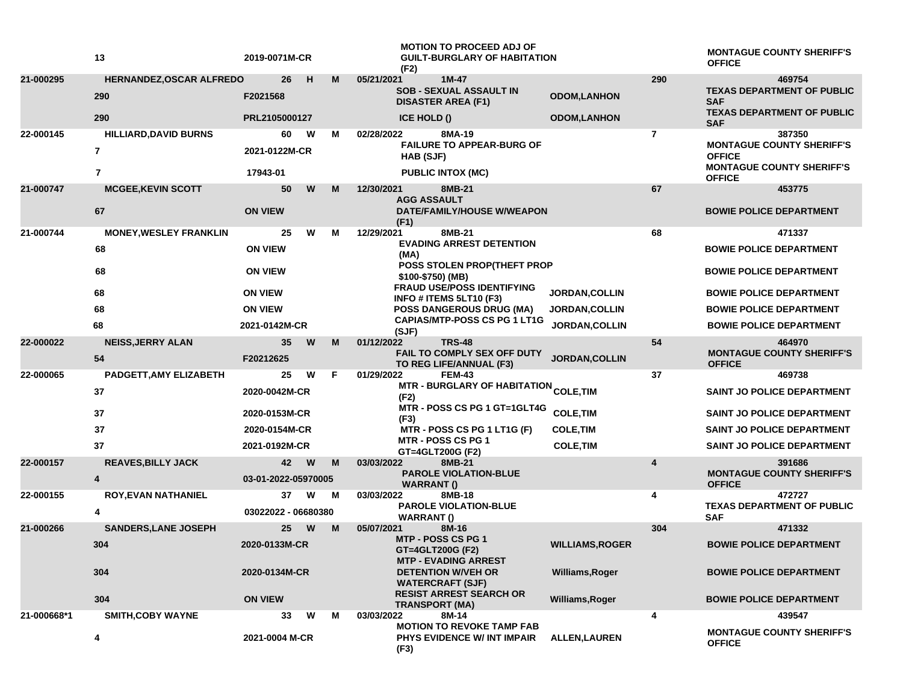| | | | | | | | | | |
|---|---|---|---|---|---|---|---|---|---|
| | 13 | 2019-0071M-CR | | | | MOTION TO PROCEED ADJ OF GUILT-BURGLARY OF HABITATION (F2) | | | MONTAGUE COUNTY SHERIFF'S OFFICE |
| 21-000295 | HERNANDEZ,OSCAR ALFREDO | 26 | H | M | 05/21/2021 | 1M-47 | | 290 | 469754 |
| | 290 | F2021568 | | | | SOB - SEXUAL ASSAULT IN DISASTER AREA (F1) | ODOM,LANHON | | TEXAS DEPARTMENT OF PUBLIC SAF |
| | 290 | PRL2105000127 | | | | ICE HOLD () | ODOM,LANHON | | TEXAS DEPARTMENT OF PUBLIC SAF |
| 22-000145 | HILLIARD,DAVID BURNS | 60 | W | M | 02/28/2022 | 8MA-19 | | 7 | 387350 |
| | 7 | 2021-0122M-CR | | | | FAILURE TO APPEAR-BURG OF HAB (SJF) | | | MONTAGUE COUNTY SHERIFF'S OFFICE |
| | 7 | 17943-01 | | | | PUBLIC INTOX (MC) | | | MONTAGUE COUNTY SHERIFF'S OFFICE |
| 21-000747 | MCGEE,KEVIN SCOTT | 50 | W | M | 12/30/2021 | 8MB-21 | | 67 | 453775 |
| | 67 | ON VIEW | | | | AGG ASSAULT DATE/FAMILY/HOUSE W/WEAPON (F1) | | | BOWIE POLICE DEPARTMENT |
| 21-000744 | MONEY,WESLEY FRANKLIN | 25 | W | M | 12/29/2021 | 8MB-21 | | 68 | 471337 |
| | 68 | ON VIEW | | | | EVADING ARREST DETENTION (MA) | | | BOWIE POLICE DEPARTMENT |
| | 68 | ON VIEW | | | | POSS STOLEN PROP(THEFT PROP $100-$750) (MB) | | | BOWIE POLICE DEPARTMENT |
| | 68 | ON VIEW | | | | FRAUD USE/POSS IDENTIFYING INFO # ITEMS 5LT10 (F3) | JORDAN,COLLIN | | BOWIE POLICE DEPARTMENT |
| | 68 | ON VIEW | | | | POSS DANGEROUS DRUG (MA) | JORDAN,COLLIN | | BOWIE POLICE DEPARTMENT |
| | 68 | 2021-0142M-CR | | | | CAPIAS/MTP-POSS CS PG 1 LT1G (SJF) | JORDAN,COLLIN | | BOWIE POLICE DEPARTMENT |
| 22-000022 | NEISS,JERRY ALAN | 35 | W | M | 01/12/2022 | TRS-48 | | 54 | 464970 |
| | 54 | F20212625 | | | | FAIL TO COMPLY SEX OFF DUTY TO REG LIFE/ANNUAL (F3) | JORDAN,COLLIN | | MONTAGUE COUNTY SHERIFF'S OFFICE |
| 22-000065 | PADGETT,AMY ELIZABETH | 25 | W | F | 01/29/2022 | FEM-43 | | 37 | 469738 |
| | 37 | 2020-0042M-CR | | | | MTR - BURGLARY OF HABITATION (F2) | COLE,TIM | | SAINT JO POLICE DEPARTMENT |
| | 37 | 2020-0153M-CR | | | | MTR - POSS CS PG 1 GT=1GLT4G (F3) | COLE,TIM | | SAINT JO POLICE DEPARTMENT |
| | 37 | 2020-0154M-CR | | | | MTR - POSS CS PG 1 LT1G (F) | COLE,TIM | | SAINT JO POLICE DEPARTMENT |
| | 37 | 2021-0192M-CR | | | | MTR - POSS CS PG 1 GT=4GLT200G (F2) | COLE,TIM | | SAINT JO POLICE DEPARTMENT |
| 22-000157 | REAVES,BILLY JACK | 42 | W | M | 03/03/2022 | 8MB-21 | | 4 | 391686 |
| | 4 | 03-01-2022-05970005 | | | | PAROLE VIOLATION-BLUE WARRANT () | | | MONTAGUE COUNTY SHERIFF'S OFFICE |
| 22-000155 | ROY,EVAN NATHANIEL | 37 | W | M | 03/03/2022 | 8MB-18 | | 4 | 472727 |
| | 4 | 03022022 - 06680380 | | | | PAROLE VIOLATION-BLUE WARRANT () | | | TEXAS DEPARTMENT OF PUBLIC SAF |
| 21-000266 | SANDERS,LANE JOSEPH | 25 | W | M | 05/07/2021 | 8M-16 | | 304 | 471332 |
| | 304 | 2020-0133M-CR | | | | MTP - POSS CS PG 1 GT=4GLT200G (F2) | WILLIAMS,ROGER | | BOWIE POLICE DEPARTMENT |
| | 304 | 2020-0134M-CR | | | | MTP - EVADING ARREST DETENTION W/VEH OR WATERCRAFT (SJF) | Williams,Roger | | BOWIE POLICE DEPARTMENT |
| | 304 | ON VIEW | | | | RESIST ARREST SEARCH OR TRANSPORT (MA) | Williams,Roger | | BOWIE POLICE DEPARTMENT |
| 21-000668*1 | SMITH,COBY WAYNE | 33 | W | M | 03/03/2022 | 8M-14 | | 4 | 439547 |
| | 4 | 2021-0004 M-CR | | | | MOTION TO REVOKE TAMP FAB PHYS EVIDENCE W/ INT IMPAIR (F3) | ALLEN,LAUREN | | MONTAGUE COUNTY SHERIFF'S OFFICE |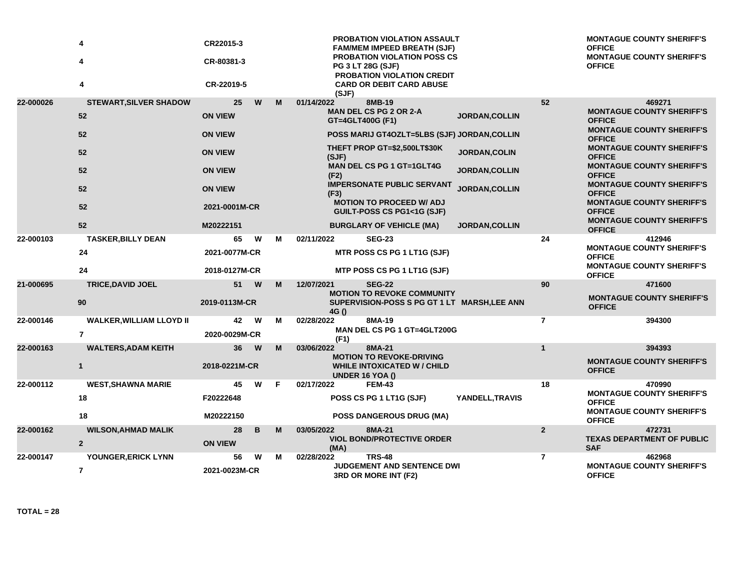| | | | | | | | | | |
|---|---|---|---|---|---|---|---|---|---|
| | 4 | CR22015-3 | | | | PROBATION VIOLATION ASSAULT FAM/MEM IMPEED BREATH (SJF) | | | MONTAGUE COUNTY SHERIFF'S OFFICE |
| | 4 | CR-80381-3 | | | | PROBATION VIOLATION POSS CS PG 3 LT 28G (SJF) | | | MONTAGUE COUNTY SHERIFF'S OFFICE |
| | 4 | CR-22019-5 | | | | PROBATION VIOLATION CREDIT CARD OR DEBIT CARD ABUSE (SJF) | | | |
| 22-000026 | STEWART,SILVER SHADOW | 25 | W | M | 01/14/2022 | 8MB-19 | | 52 | 469271 |
| | 52 | ON VIEW | | | | MAN DEL CS PG 2 OR 2-A GT=4GLT400G (F1) | JORDAN,COLLIN | | MONTAGUE COUNTY SHERIFF'S OFFICE |
| | 52 | ON VIEW | | | | POSS MARIJ GT4OZLT=5LBS (SJF) | JORDAN,COLLIN | | MONTAGUE COUNTY SHERIFF'S OFFICE |
| | 52 | ON VIEW | | | | THEFT PROP GT=$2,500LT$30K (SJF) | JORDAN,COLIN | | MONTAGUE COUNTY SHERIFF'S OFFICE |
| | 52 | ON VIEW | | | | MAN DEL CS PG 1 GT=1GLT4G (F2) | JORDAN,COLLIN | | MONTAGUE COUNTY SHERIFF'S OFFICE |
| | 52 | ON VIEW | | | | IMPERSONATE PUBLIC SERVANT (F3) | JORDAN,COLLIN | | MONTAGUE COUNTY SHERIFF'S OFFICE |
| | 52 | 2021-0001M-CR | | | | MOTION TO PROCEED W/ ADJ GUILT-POSS CS PG1<1G (SJF) | | | MONTAGUE COUNTY SHERIFF'S OFFICE |
| | 52 | M20222151 | | | | BURGLARY OF VEHICLE (MA) | JORDAN,COLLIN | | MONTAGUE COUNTY SHERIFF'S OFFICE |
| 22-000103 | TASKER,BILLY DEAN | 65 | W | M | 02/11/2022 | SEG-23 | | 24 | 412946 |
| | 24 | 2021-0077M-CR | | | | MTR POSS CS PG 1 LT1G (SJF) | | | MONTAGUE COUNTY SHERIFF'S OFFICE |
| | 24 | 2018-0127M-CR | | | | MTP POSS CS PG 1 LT1G (SJF) | | | MONTAGUE COUNTY SHERIFF'S OFFICE |
| 21-000695 | TRICE,DAVID JOEL | 51 | W | M | 12/07/2021 | SEG-22 | | 90 | 471600 |
| | 90 | 2019-0113M-CR | | | | MOTION TO REVOKE COMMUNITY SUPERVISION-POSS S PG GT 1 LT 4G () | MARSH,LEE ANN | | MONTAGUE COUNTY SHERIFF'S OFFICE |
| 22-000146 | WALKER,WILLIAM LLOYD II | 42 | W | M | 02/28/2022 | 8MA-19 | | 7 | 394300 |
| | 7 | 2020-0029M-CR | | | | MAN DEL CS PG 1 GT=4GLT200G (F1) | | | |
| 22-000163 | WALTERS,ADAM KEITH | 36 | W | M | 03/06/2022 | 8MA-21 | | 1 | 394393 |
| | 1 | 2018-0221M-CR | | | | MOTION TO REVOKE-DRIVING WHILE INTOXICATED W / CHILD UNDER 16 YOA () | | | MONTAGUE COUNTY SHERIFF'S OFFICE |
| 22-000112 | WEST,SHAWNA MARIE | 45 | W | F | 02/17/2022 | FEM-43 | | 18 | 470990 |
| | 18 | F20222648 | | | | POSS CS PG 1 LT1G (SJF) | YANDELL,TRAVIS | | MONTAGUE COUNTY SHERIFF'S OFFICE |
| | 18 | M20222150 | | | | POSS DANGEROUS DRUG (MA) | | | MONTAGUE COUNTY SHERIFF'S OFFICE |
| 22-000162 | WILSON,AHMAD MALIK | 28 | B | M | 03/05/2022 | 8MA-21 | | 2 | 472731 |
| | 2 | ON VIEW | | | | VIOL BOND/PROTECTIVE ORDER (MA) | | | TEXAS DEPARTMENT OF PUBLIC SAF |
| 22-000147 | YOUNGER,ERICK LYNN | 56 | W | M | 02/28/2022 | TRS-48 | | 7 | 462968 |
| | 7 | 2021-0023M-CR | | | | JUDGEMENT AND SENTENCE DWI 3RD OR MORE INT (F2) | | | MONTAGUE COUNTY SHERIFF'S OFFICE |

**TOTAL = 28**